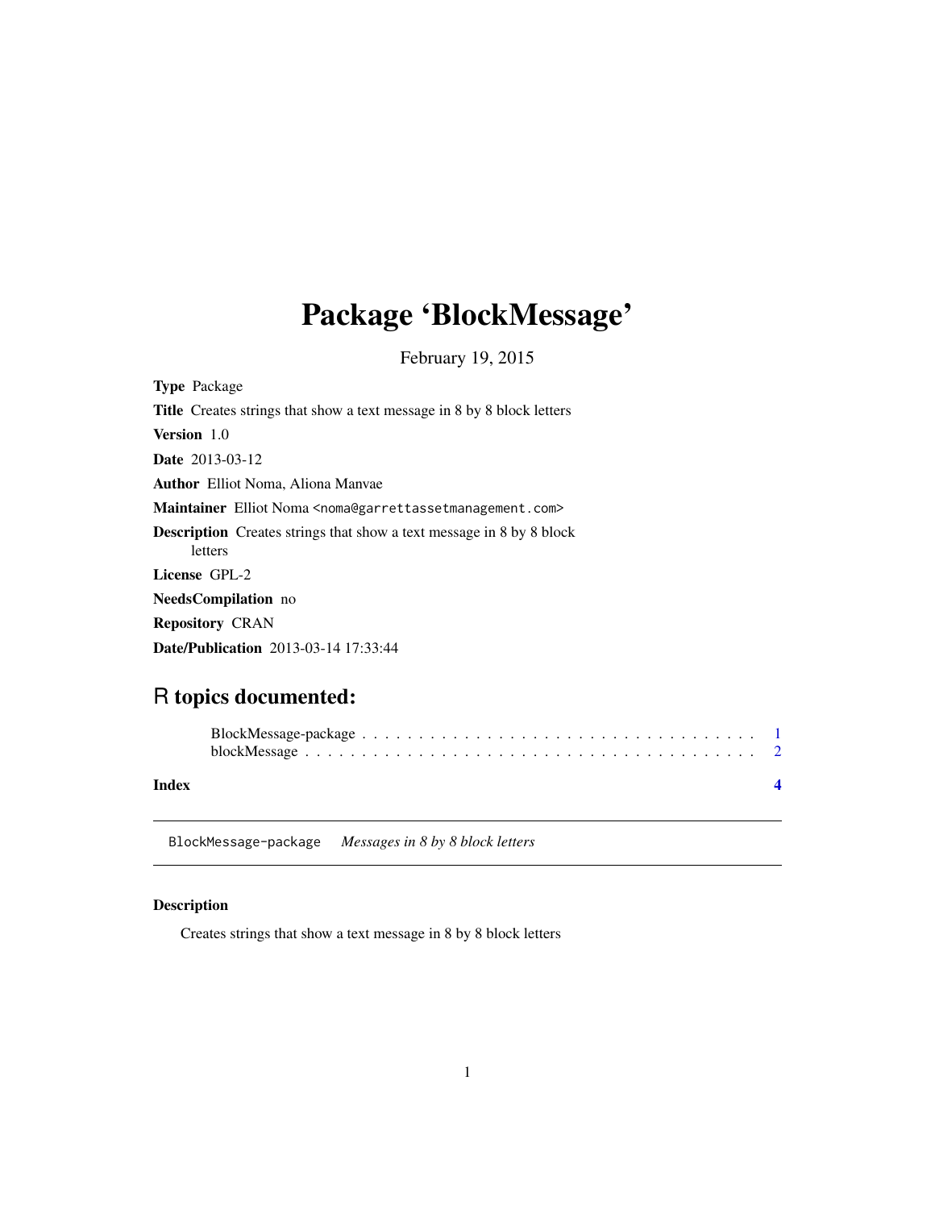# Package 'BlockMessage'

February 19, 2015

**Type** Package

**Title** Creates strings that show a text message in 8 by 8 block letters

**Version** 1.0

**Date** 2013-03-12

**Author** Elliot Noma, Aliona Manvae

**Maintainer** Elliot Noma <noma@garrettassetmanagement.com>

**Description** Creates strings that show a text message in 8 by 8 block letters

**License** GPL-2

**NeedsCompilation** no

**Repository** CRAN

**Date/Publication** 2013-03-14 17:33:44

## R topics documented:

BlockMessage-package . . . . . . . . . . . . . . . . . . . . . . . . . . . . . . . . . . . 1
blockMessage . . . . . . . . . . . . . . . . . . . . . . . . . . . . . . . . . . . . . . . . 2

**Index** **4**

---

BlockMessage-package &nbsp;&nbsp; *Messages in 8 by 8 block letters*

---

### Description

Creates strings that show a text message in 8 by 8 block letters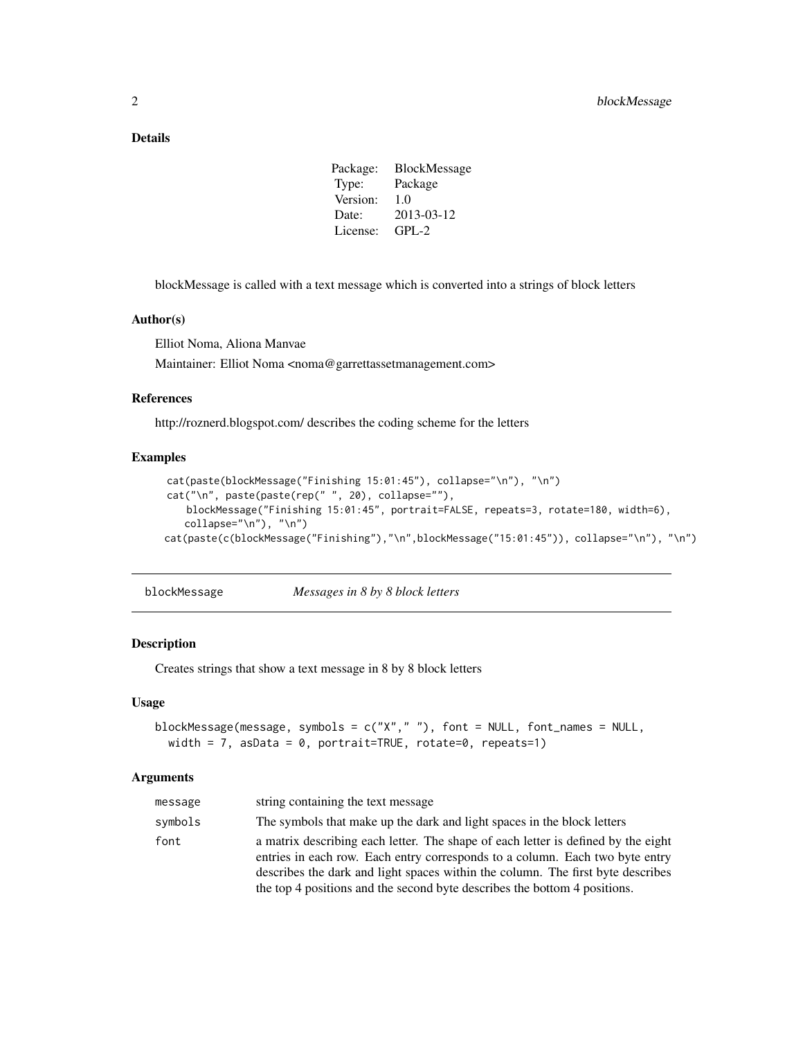### Details

| Package: | BlockMessage |
|---|---|
| Type: | Package |
| Version: | 1.0 |
| Date: | 2013-03-12 |
| License: | GPL-2 |

blockMessage is called with a text message which is converted into a strings of block letters

### Author(s)

Elliot Noma, Aliona Manvae

Maintainer: Elliot Noma <noma@garrettassetmanagement.com>

### References

http://roznerd.blogspot.com/ describes the coding scheme for the letters

### Examples

```
cat(paste(blockMessage("Finishing 15:01:45"), collapse="\n"), "\n")
cat("\n", paste(paste(rep(" ", 20), collapse=""),
   blockMessage("Finishing 15:01:45", portrait=FALSE, repeats=3, rotate=180, width=6),
   collapse="\n"), "\n")
cat(paste(c(blockMessage("Finishing"),"\n",blockMessage("15:01:45")), collapse="\n"), "\n")
```

---

## blockMessage *Messages in 8 by 8 block letters*

---

### Description

Creates strings that show a text message in 8 by 8 block letters

### Usage

```
blockMessage(message, symbols = c("X"," "), font = NULL, font_names = NULL,
  width = 7, asData = 0, portrait=TRUE, rotate=0, repeats=1)
```

### Arguments

| | |
|---|---|
| message | string containing the text message |
| symbols | The symbols that make up the dark and light spaces in the block letters |
| font | a matrix describing each letter. The shape of each letter is defined by the eight entries in each row. Each entry corresponds to a column. Each two byte entry describes the dark and light spaces within the column. The first byte describes the top 4 positions and the second byte describes the bottom 4 positions. |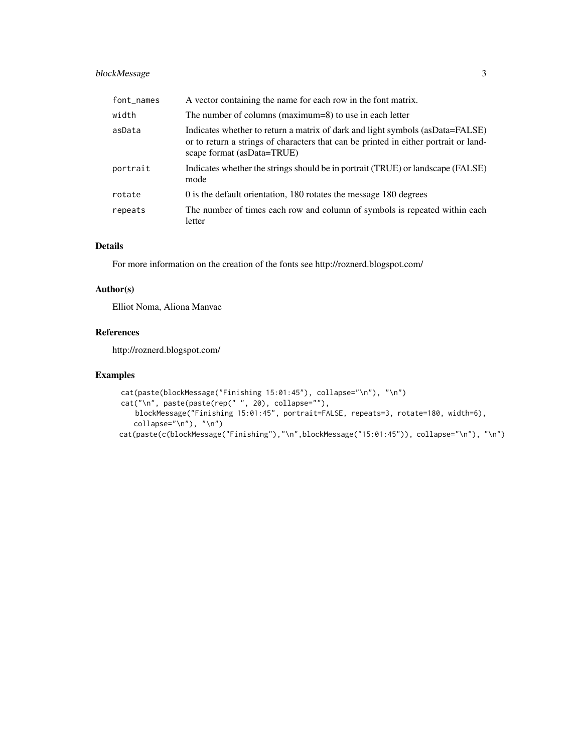| | |
|---|---|
| font_names | A vector containing the name for each row in the font matrix. |
| width | The number of columns (maximum=8) to use in each letter |
| asData | Indicates whether to return a matrix of dark and light symbols (asData=FALSE) or to return a strings of characters that can be printed in either portrait or landscape format (asData=TRUE) |
| portrait | Indicates whether the strings should be in portrait (TRUE) or landscape (FALSE) mode |
| rotate | 0 is the default orientation, 180 rotates the message 180 degrees |
| repeats | The number of times each row and column of symbols is repeated within each letter |

## Details

For more information on the creation of the fonts see http://roznerd.blogspot.com/

## Author(s)

Elliot Noma, Aliona Manvae

## References

http://roznerd.blogspot.com/

## Examples

```
cat(paste(blockMessage("Finishing 15:01:45"), collapse="\n"), "\n")
cat("\n", paste(paste(rep(" ", 20), collapse=""),
    blockMessage("Finishing 15:01:45", portrait=FALSE, repeats=3, rotate=180, width=6),
   collapse="\n"), "\n")
cat(paste(c(blockMessage("Finishing"),"\n",blockMessage("15:01:45")), collapse="\n"), "\n")
```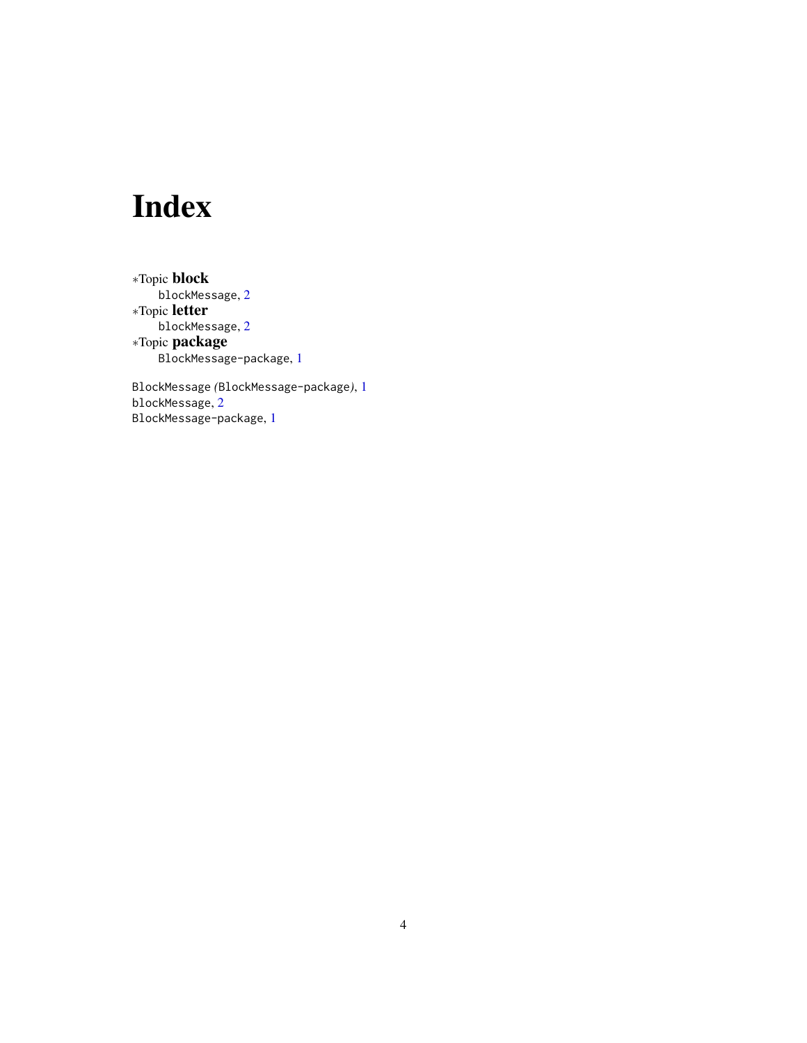# Index

∗Topic **block**
    blockMessage, 2
∗Topic **letter**
    blockMessage, 2
∗Topic **package**
    BlockMessage-package, 1

BlockMessage *(*BlockMessage-package*)*, 1
blockMessage, 2
BlockMessage-package, 1